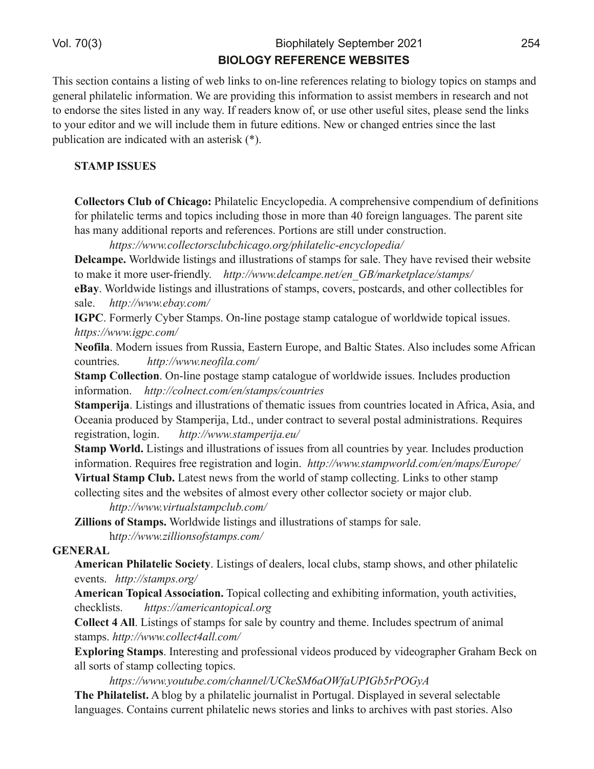## BIOLOGY REFERENCE WEBSITES

This section contains a listing of web links to on-line references relating to biology topics on stamps and general philatelic information. We are providing this information to assist members in research and not to endorse the sites listed in any way. If readers know of, or use other useful sites, please send the links to your editor and we will include them in future editions. New or changed entries since the last publication are indicated with an asterisk (*).

### STAMP ISSUES

**Collectors Club of Chicago:** Philatelic Encyclopedia. A comprehensive compendium of definitions for philatelic terms and topics including those in more than 40 foreign languages. The parent site has many additional reports and references. Portions are still under construction.
*https://www.collectorsclubchicago.org/philatelic-encyclopedia/*

**Delcampe.** Worldwide listings and illustrations of stamps for sale. They have revised their website to make it more user-friendly. *http://www.delcampe.net/en_GB/marketplace/stamps/*

**eBay**. Worldwide listings and illustrations of stamps, covers, postcards, and other collectibles for sale. *http://www.ebay.com/*

**IGPC**. Formerly Cyber Stamps. On-line postage stamp catalogue of worldwide topical issues. *https://www.igpc.com/*

**Neofila**. Modern issues from Russia, Eastern Europe, and Baltic States. Also includes some African countries. *http://www.neofila.com/*

**Stamp Collection**. On-line postage stamp catalogue of worldwide issues. Includes production information. *http://colnect.com/en/stamps/countries*

**Stamperija**. Listings and illustrations of thematic issues from countries located in Africa, Asia, and Oceania produced by Stamperija, Ltd., under contract to several postal administrations. Requires registration, login. *http://www.stamperija.eu/*

**Stamp World.** Listings and illustrations of issues from all countries by year. Includes production information. Requires free registration and login. *http://www.stampworld.com/en/maps/Europe/*

**Virtual Stamp Club.** Latest news from the world of stamp collecting. Links to other stamp collecting sites and the websites of almost every other collector society or major club.
*http://www.virtualstampclub.com/*

**Zillions of Stamps.** Worldwide listings and illustrations of stamps for sale.
*http://www.zillionsofstamps.com/*

### GENERAL

**American Philatelic Society**. Listings of dealers, local clubs, stamp shows, and other philatelic events. *http://stamps.org/*

**American Topical Association.** Topical collecting and exhibiting information, youth activities, checklists. *https://americantopical.org*

**Collect 4 All**. Listings of stamps for sale by country and theme. Includes spectrum of animal stamps. *http://www.collect4all.com/*

**Exploring Stamps**. Interesting and professional videos produced by videographer Graham Beck on all sorts of stamp collecting topics.
*https://www.youtube.com/channel/UCkeSM6aOWfaUPIGb5rPOGyA*

**The Philatelist.** A blog by a philatelic journalist in Portugal. Displayed in several selectable languages. Contains current philatelic news stories and links to archives with past stories. Also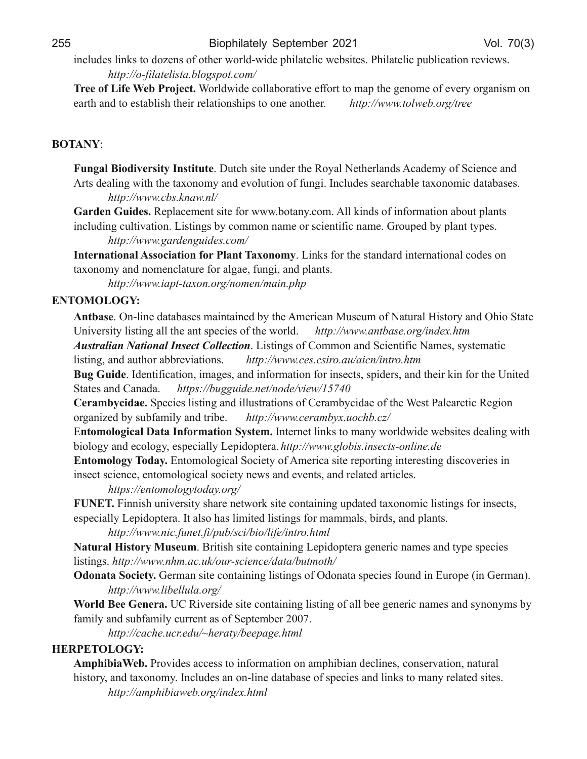includes links to dozens of other world-wide philatelic websites. Philatelic publication reviews.
*http://o-filatelista.blogspot.com/*

**Tree of Life Web Project.** Worldwide collaborative effort to map the genome of every organism on earth and to establish their relationships to one another. *http://www.tolweb.org/tree*

**BOTANY**:

**Fungal Biodiversity Institute**. Dutch site under the Royal Netherlands Academy of Science and Arts dealing with the taxonomy and evolution of fungi. Includes searchable taxonomic databases.
*http://www.cbs.knaw.nl/*

**Garden Guides.** Replacement site for www.botany.com. All kinds of information about plants including cultivation. Listings by common name or scientific name. Grouped by plant types.
*http://www.gardenguides.com/*

**International Association for Plant Taxonomy**. Links for the standard international codes on taxonomy and nomenclature for algae, fungi, and plants.
*http://www.iapt-taxon.org/nomen/main.php*

**ENTOMOLOGY:**

**Antbase**. On-line databases maintained by the American Museum of Natural History and Ohio State University listing all the ant species of the world. *http://www.antbase.org/index.htm*

***Australian National Insect Collection***. Listings of Common and Scientific Names, systematic listing, and author abbreviations. *http://www.ces.csiro.au/aicn/intro.htm*

**Bug Guide**. Identification, images, and information for insects, spiders, and their kin for the United States and Canada. *https://bugguide.net/node/view/15740*

**Cerambycidae.** Species listing and illustrations of Cerambycidae of the West Palearctic Region organized by subfamily and tribe. *http://www.cerambyx.uochb.cz/*

E**ntomological Data Information System.** Internet links to many worldwide websites dealing with biology and ecology, especially Lepidoptera. *http://www.globis.insects-online.de*

**Entomology Today.** Entomological Society of America site reporting interesting discoveries in insect science, entomological society news and events, and related articles.
*https://entomologytoday.org/*

**FUNET.** Finnish university share network site containing updated taxonomic listings for insects, especially Lepidoptera. It also has limited listings for mammals, birds, and plants.
*http://www.nic.funet.fi/pub/sci/bio/life/intro.html*

**Natural History Museum**. British site containing Lepidoptera generic names and type species listings. *http://www.nhm.ac.uk/our-science/data/butmoth/*

**Odonata Society.** German site containing listings of Odonata species found in Europe (in German).
*http://www.libellula.org/*

**World Bee Genera.** UC Riverside site containing listing of all bee generic names and synonyms by family and subfamily current as of September 2007.
*http://cache.ucr.edu/~heraty/beepage.html*

**HERPETOLOGY:**

**AmphibiaWeb.** Provides access to information on amphibian declines, conservation, natural history, and taxonomy. Includes an on-line database of species and links to many related sites.
*http://amphibiaweb.org/index.html*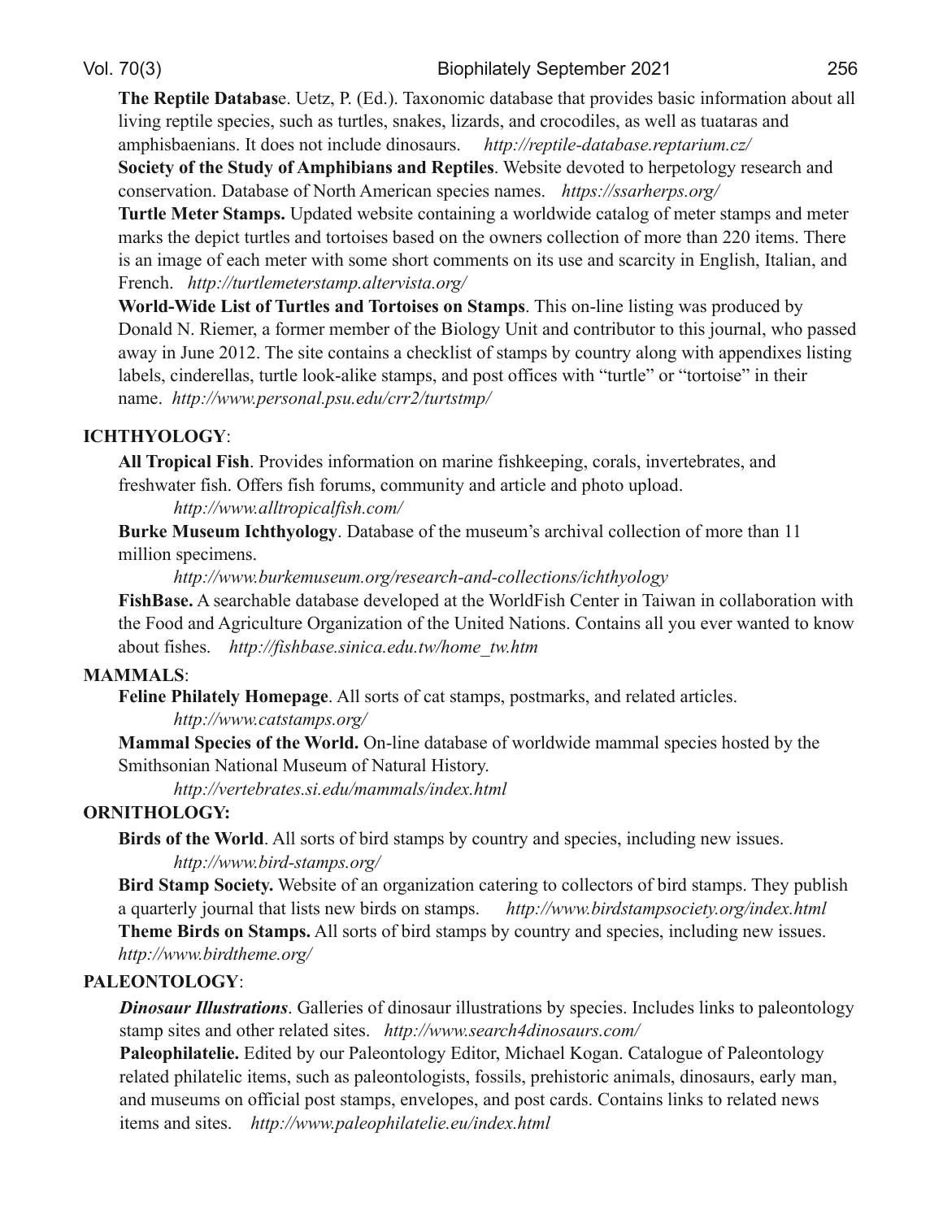**The Reptile Databas**e. Uetz, P. (Ed.). Taxonomic database that provides basic information about all living reptile species, such as turtles, snakes, lizards, and crocodiles, as well as tuataras and amphisbaenians. It does not include dinosaurs. *http://reptile-database.reptarium.cz/*

**Society of the Study of Amphibians and Reptiles**. Website devoted to herpetology research and conservation. Database of North American species names. *https://ssarherps.org/*

**Turtle Meter Stamps.** Updated website containing a worldwide catalog of meter stamps and meter marks the depict turtles and tortoises based on the owners collection of more than 220 items. There is an image of each meter with some short comments on its use and scarcity in English, Italian, and French. *http://turtlemeterstamp.altervista.org/*

**World-Wide List of Turtles and Tortoises on Stamps**. This on-line listing was produced by Donald N. Riemer, a former member of the Biology Unit and contributor to this journal, who passed away in June 2012. The site contains a checklist of stamps by country along with appendixes listing labels, cinderellas, turtle look-alike stamps, and post offices with "turtle" or "tortoise" in their name. *http://www.personal.psu.edu/crr2/turtstmp/*

**ICHTHYOLOGY**:

**All Tropical Fish**. Provides information on marine fishkeeping, corals, invertebrates, and freshwater fish. Offers fish forums, community and article and photo upload. *http://www.alltropicalfish.com/*

**Burke Museum Ichthyology**. Database of the museum's archival collection of more than 11 million specimens. *http://www.burkemuseum.org/research-and-collections/ichthyology*

**FishBase.** A searchable database developed at the WorldFish Center in Taiwan in collaboration with the Food and Agriculture Organization of the United Nations. Contains all you ever wanted to know about fishes. *http://fishbase.sinica.edu.tw/home_tw.htm*

**MAMMALS**:

**Feline Philately Homepage**. All sorts of cat stamps, postmarks, and related articles. *http://www.catstamps.org/*

**Mammal Species of the World.** On-line database of worldwide mammal species hosted by the Smithsonian National Museum of Natural History. *http://vertebrates.si.edu/mammals/index.html*

**ORNITHOLOGY:**

**Birds of the World**. All sorts of bird stamps by country and species, including new issues. *http://www.bird-stamps.org/*

**Bird Stamp Society.** Website of an organization catering to collectors of bird stamps. They publish a quarterly journal that lists new birds on stamps. *http://www.birdstampsociety.org/index.html*

**Theme Birds on Stamps.** All sorts of bird stamps by country and species, including new issues. *http://www.birdtheme.org/*

**PALEONTOLOGY**:

***Dinosaur Illustrations***. Galleries of dinosaur illustrations by species. Includes links to paleontology stamp sites and other related sites. *http://www.search4dinosaurs.com/*

**Paleophilatelie.** Edited by our Paleontology Editor, Michael Kogan. Catalogue of Paleontology related philatelic items, such as paleontologists, fossils, prehistoric animals, dinosaurs, early man, and museums on official post stamps, envelopes, and post cards. Contains links to related news items and sites. *http://www.paleophilatelie.eu/index.html*